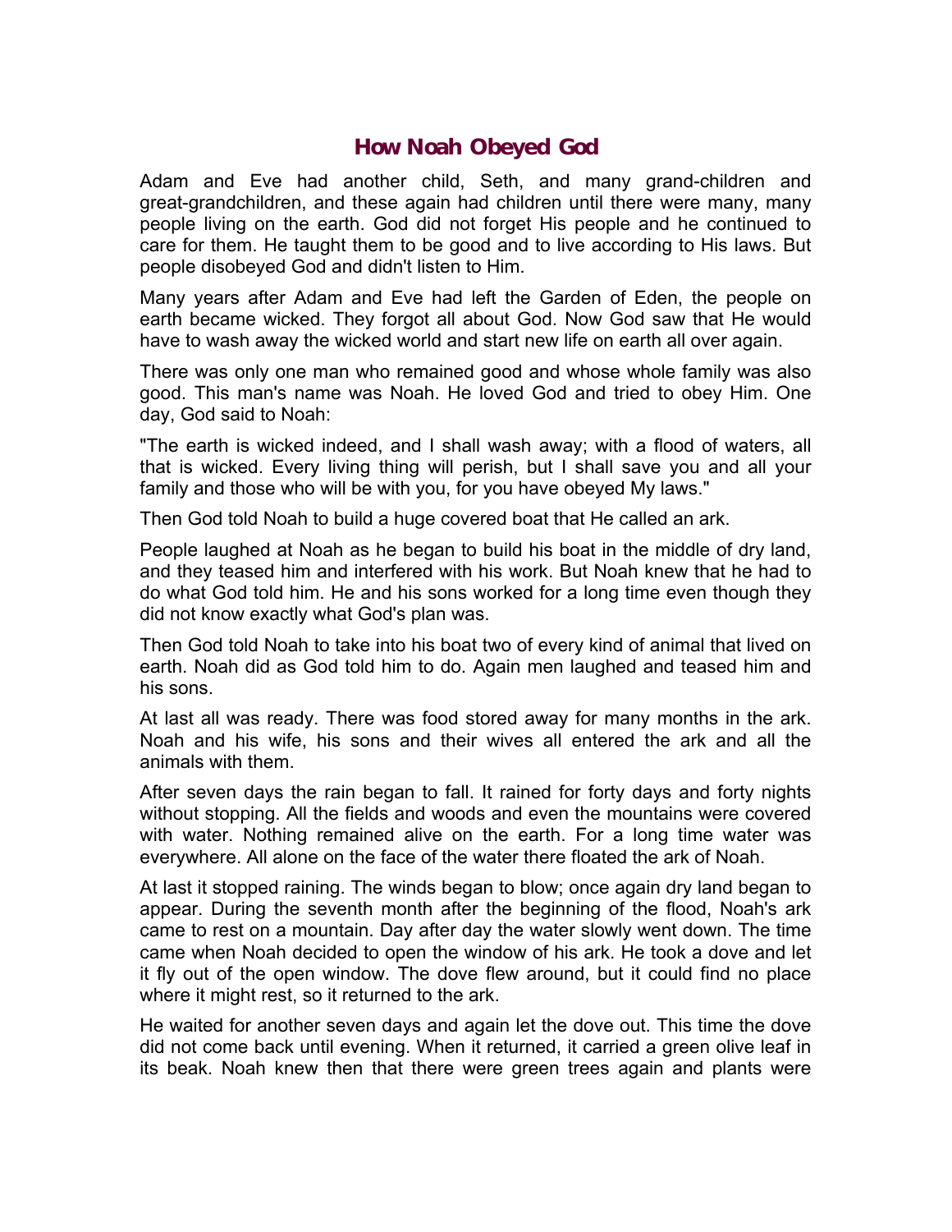# How Noah Obeyed God

Adam and Eve had another child, Seth, and many grand-children and great-grandchildren, and these again had children until there were many, many people living on the earth. God did not forget His people and he continued to care for them. He taught them to be good and to live according to His laws. But people disobeyed God and didn't listen to Him.

Many years after Adam and Eve had left the Garden of Eden, the people on earth became wicked. They forgot all about God. Now God saw that He would have to wash away the wicked world and start new life on earth all over again.

There was only one man who remained good and whose whole family was also good. This man's name was Noah. He loved God and tried to obey Him. One day, God said to Noah:

"The earth is wicked indeed, and I shall wash away; with a flood of waters, all that is wicked. Every living thing will perish, but I shall save you and all your family and those who will be with you, for you have obeyed My laws."

Then God told Noah to build a huge covered boat that He called an ark.

People laughed at Noah as he began to build his boat in the middle of dry land, and they teased him and interfered with his work. But Noah knew that he had to do what God told him. He and his sons worked for a long time even though they did not know exactly what God's plan was.

Then God told Noah to take into his boat two of every kind of animal that lived on earth. Noah did as God told him to do. Again men laughed and teased him and his sons.

At last all was ready. There was food stored away for many months in the ark. Noah and his wife, his sons and their wives all entered the ark and all the animals with them.

After seven days the rain began to fall. It rained for forty days and forty nights without stopping. All the fields and woods and even the mountains were covered with water. Nothing remained alive on the earth. For a long time water was everywhere. All alone on the face of the water there floated the ark of Noah.

At last it stopped raining. The winds began to blow; once again dry land began to appear. During the seventh month after the beginning of the flood, Noah's ark came to rest on a mountain. Day after day the water slowly went down. The time came when Noah decided to open the window of his ark. He took a dove and let it fly out of the open window. The dove flew around, but it could find no place where it might rest, so it returned to the ark.

He waited for another seven days and again let the dove out. This time the dove did not come back until evening. When it returned, it carried a green olive leaf in its beak. Noah knew then that there were green trees again and plants were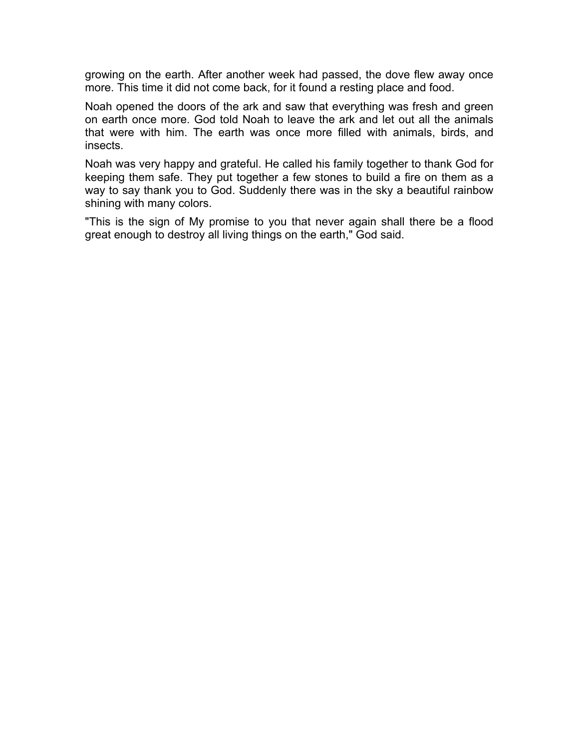growing on the earth. After another week had passed, the dove flew away once more. This time it did not come back, for it found a resting place and food.

Noah opened the doors of the ark and saw that everything was fresh and green on earth once more. God told Noah to leave the ark and let out all the animals that were with him. The earth was once more filled with animals, birds, and insects.

Noah was very happy and grateful. He called his family together to thank God for keeping them safe. They put together a few stones to build a fire on them as a way to say thank you to God. Suddenly there was in the sky a beautiful rainbow shining with many colors.

"This is the sign of My promise to you that never again shall there be a flood great enough to destroy all living things on the earth," God said.